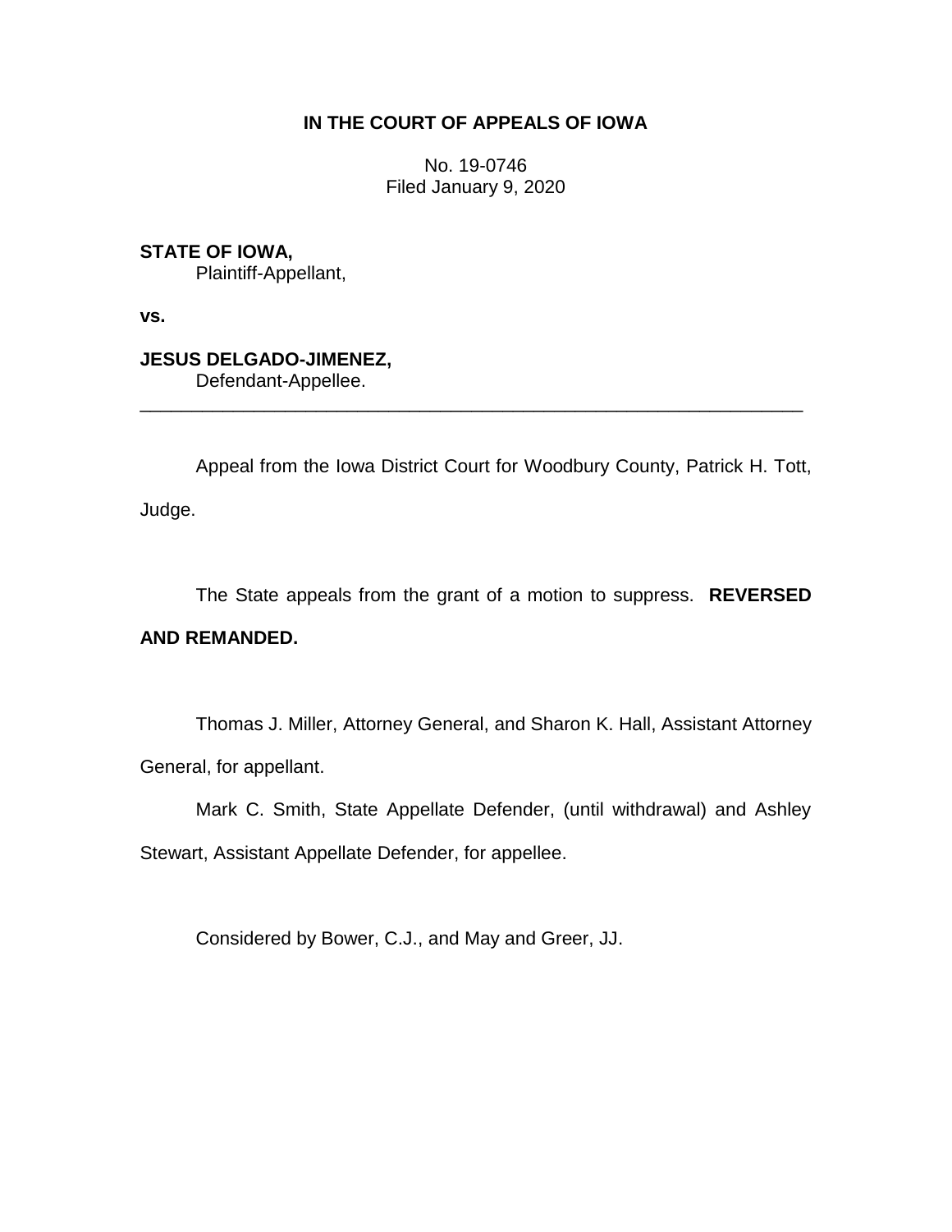**IN THE COURT OF APPEALS OF IOWA**

No. 19-0746
Filed January 9, 2020

**STATE OF IOWA,**
Plaintiff-Appellant,

**vs.**

**JESUS DELGADO-JIMENEZ,**
Defendant-Appellee.

---

Appeal from the Iowa District Court for Woodbury County, Patrick H. Tott, Judge.

The State appeals from the grant of a motion to suppress. **REVERSED AND REMANDED.**

Thomas J. Miller, Attorney General, and Sharon K. Hall, Assistant Attorney General, for appellant.

Mark C. Smith, State Appellate Defender, (until withdrawal) and Ashley Stewart, Assistant Appellate Defender, for appellee.

Considered by Bower, C.J., and May and Greer, JJ.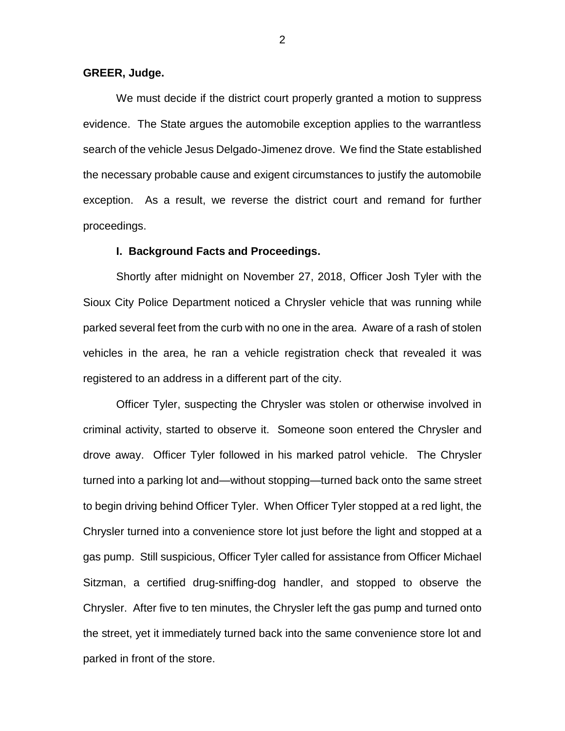**GREER, Judge.**

We must decide if the district court properly granted a motion to suppress evidence. The State argues the automobile exception applies to the warrantless search of the vehicle Jesus Delgado-Jimenez drove. We find the State established the necessary probable cause and exigent circumstances to justify the automobile exception. As a result, we reverse the district court and remand for further proceedings.

## I. Background Facts and Proceedings.

Shortly after midnight on November 27, 2018, Officer Josh Tyler with the Sioux City Police Department noticed a Chrysler vehicle that was running while parked several feet from the curb with no one in the area. Aware of a rash of stolen vehicles in the area, he ran a vehicle registration check that revealed it was registered to an address in a different part of the city.

Officer Tyler, suspecting the Chrysler was stolen or otherwise involved in criminal activity, started to observe it. Someone soon entered the Chrysler and drove away. Officer Tyler followed in his marked patrol vehicle. The Chrysler turned into a parking lot and—without stopping—turned back onto the same street to begin driving behind Officer Tyler. When Officer Tyler stopped at a red light, the Chrysler turned into a convenience store lot just before the light and stopped at a gas pump. Still suspicious, Officer Tyler called for assistance from Officer Michael Sitzman, a certified drug-sniffing-dog handler, and stopped to observe the Chrysler. After five to ten minutes, the Chrysler left the gas pump and turned onto the street, yet it immediately turned back into the same convenience store lot and parked in front of the store.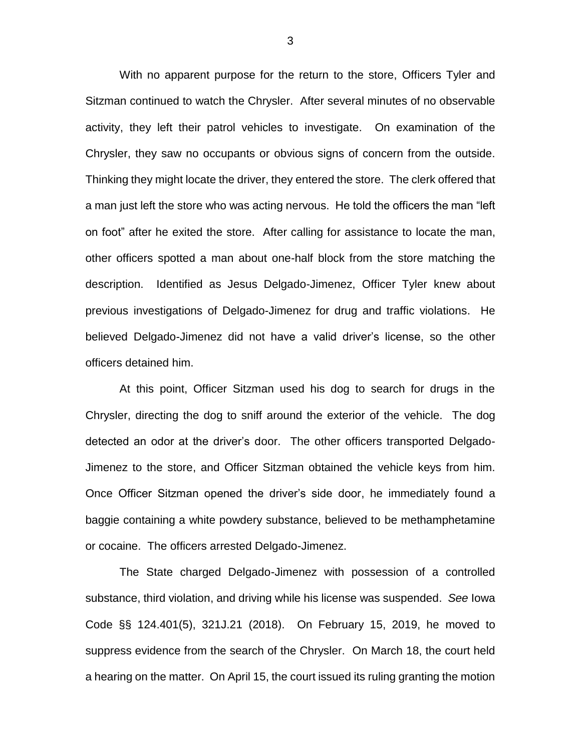With no apparent purpose for the return to the store, Officers Tyler and Sitzman continued to watch the Chrysler. After several minutes of no observable activity, they left their patrol vehicles to investigate. On examination of the Chrysler, they saw no occupants or obvious signs of concern from the outside. Thinking they might locate the driver, they entered the store. The clerk offered that a man just left the store who was acting nervous. He told the officers the man "left on foot" after he exited the store. After calling for assistance to locate the man, other officers spotted a man about one-half block from the store matching the description. Identified as Jesus Delgado-Jimenez, Officer Tyler knew about previous investigations of Delgado-Jimenez for drug and traffic violations. He believed Delgado-Jimenez did not have a valid driver's license, so the other officers detained him.

At this point, Officer Sitzman used his dog to search for drugs in the Chrysler, directing the dog to sniff around the exterior of the vehicle. The dog detected an odor at the driver's door. The other officers transported Delgado-Jimenez to the store, and Officer Sitzman obtained the vehicle keys from him. Once Officer Sitzman opened the driver's side door, he immediately found a baggie containing a white powdery substance, believed to be methamphetamine or cocaine. The officers arrested Delgado-Jimenez.

The State charged Delgado-Jimenez with possession of a controlled substance, third violation, and driving while his license was suspended. *See* Iowa Code §§ 124.401(5), 321J.21 (2018). On February 15, 2019, he moved to suppress evidence from the search of the Chrysler. On March 18, the court held a hearing on the matter. On April 15, the court issued its ruling granting the motion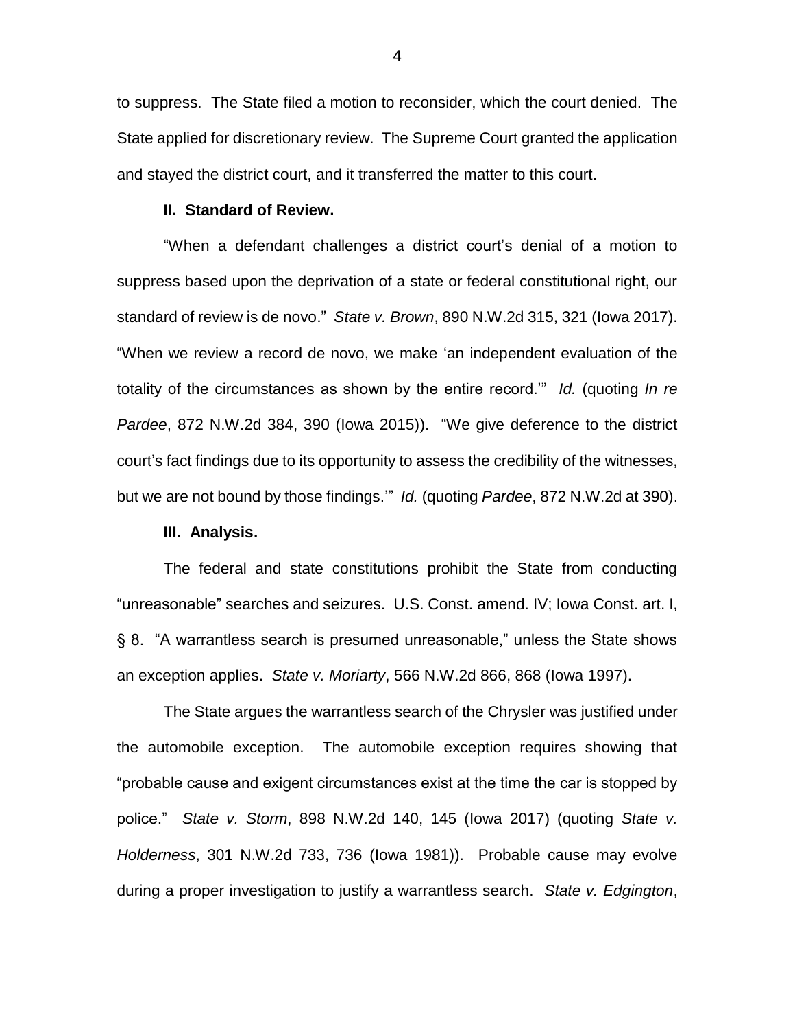to suppress. The State filed a motion to reconsider, which the court denied. The State applied for discretionary review. The Supreme Court granted the application and stayed the district court, and it transferred the matter to this court.

**II. Standard of Review.**

"When a defendant challenges a district court's denial of a motion to suppress based upon the deprivation of a state or federal constitutional right, our standard of review is de novo." *State v. Brown*, 890 N.W.2d 315, 321 (Iowa 2017). "When we review a record de novo, we make 'an independent evaluation of the totality of the circumstances as shown by the entire record.'" *Id.* (quoting *In re Pardee*, 872 N.W.2d 384, 390 (Iowa 2015)). "We give deference to the district court's fact findings due to its opportunity to assess the credibility of the witnesses, but we are not bound by those findings.'" *Id.* (quoting *Pardee*, 872 N.W.2d at 390).

**III. Analysis.**

The federal and state constitutions prohibit the State from conducting "unreasonable" searches and seizures. U.S. Const. amend. IV; Iowa Const. art. I, § 8. "A warrantless search is presumed unreasonable," unless the State shows an exception applies. *State v. Moriarty*, 566 N.W.2d 866, 868 (Iowa 1997).

The State argues the warrantless search of the Chrysler was justified under the automobile exception. The automobile exception requires showing that "probable cause and exigent circumstances exist at the time the car is stopped by police." *State v. Storm*, 898 N.W.2d 140, 145 (Iowa 2017) (quoting *State v. Holderness*, 301 N.W.2d 733, 736 (Iowa 1981)). Probable cause may evolve during a proper investigation to justify a warrantless search. *State v. Edgington*,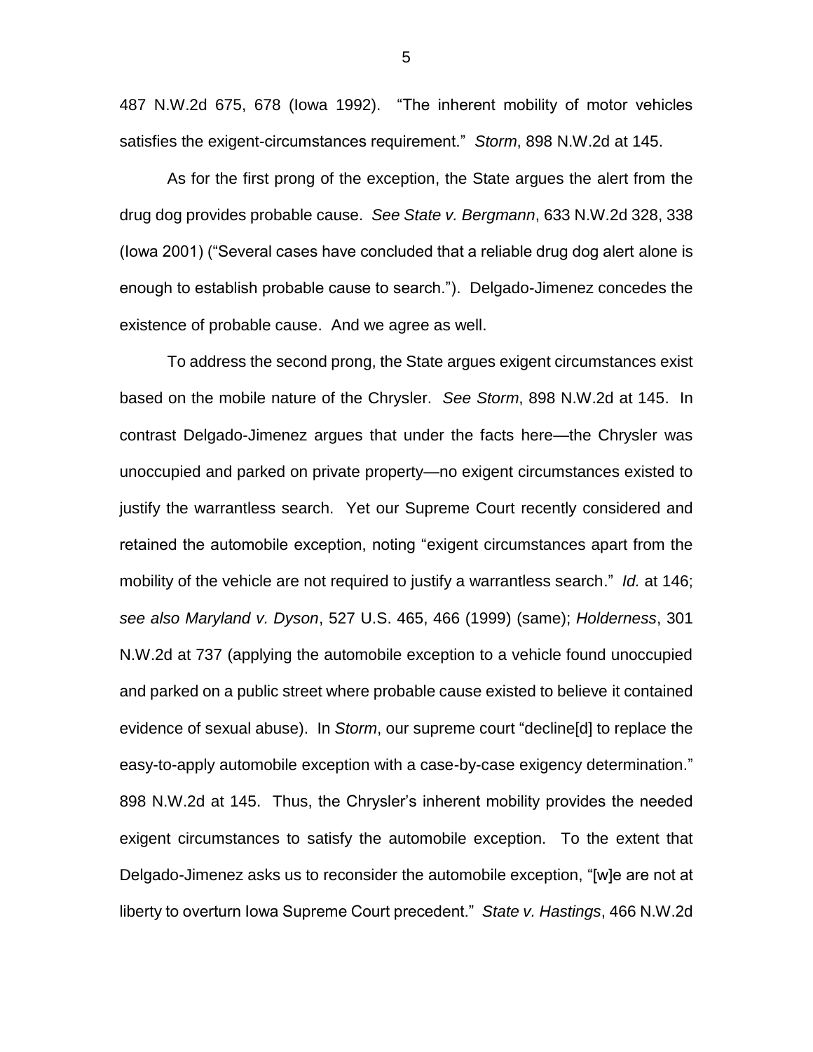487 N.W.2d 675, 678 (Iowa 1992). "The inherent mobility of motor vehicles satisfies the exigent-circumstances requirement." *Storm*, 898 N.W.2d at 145.

As for the first prong of the exception, the State argues the alert from the drug dog provides probable cause. *See State v. Bergmann*, 633 N.W.2d 328, 338 (Iowa 2001) ("Several cases have concluded that a reliable drug dog alert alone is enough to establish probable cause to search."). Delgado-Jimenez concedes the existence of probable cause. And we agree as well.

To address the second prong, the State argues exigent circumstances exist based on the mobile nature of the Chrysler. *See Storm*, 898 N.W.2d at 145. In contrast Delgado-Jimenez argues that under the facts here—the Chrysler was unoccupied and parked on private property—no exigent circumstances existed to justify the warrantless search. Yet our Supreme Court recently considered and retained the automobile exception, noting "exigent circumstances apart from the mobility of the vehicle are not required to justify a warrantless search." *Id.* at 146; *see also Maryland v. Dyson*, 527 U.S. 465, 466 (1999) (same); *Holderness*, 301 N.W.2d at 737 (applying the automobile exception to a vehicle found unoccupied and parked on a public street where probable cause existed to believe it contained evidence of sexual abuse). In *Storm*, our supreme court "decline[d] to replace the easy-to-apply automobile exception with a case-by-case exigency determination." 898 N.W.2d at 145. Thus, the Chrysler's inherent mobility provides the needed exigent circumstances to satisfy the automobile exception. To the extent that Delgado-Jimenez asks us to reconsider the automobile exception, "[w]e are not at liberty to overturn Iowa Supreme Court precedent." *State v. Hastings*, 466 N.W.2d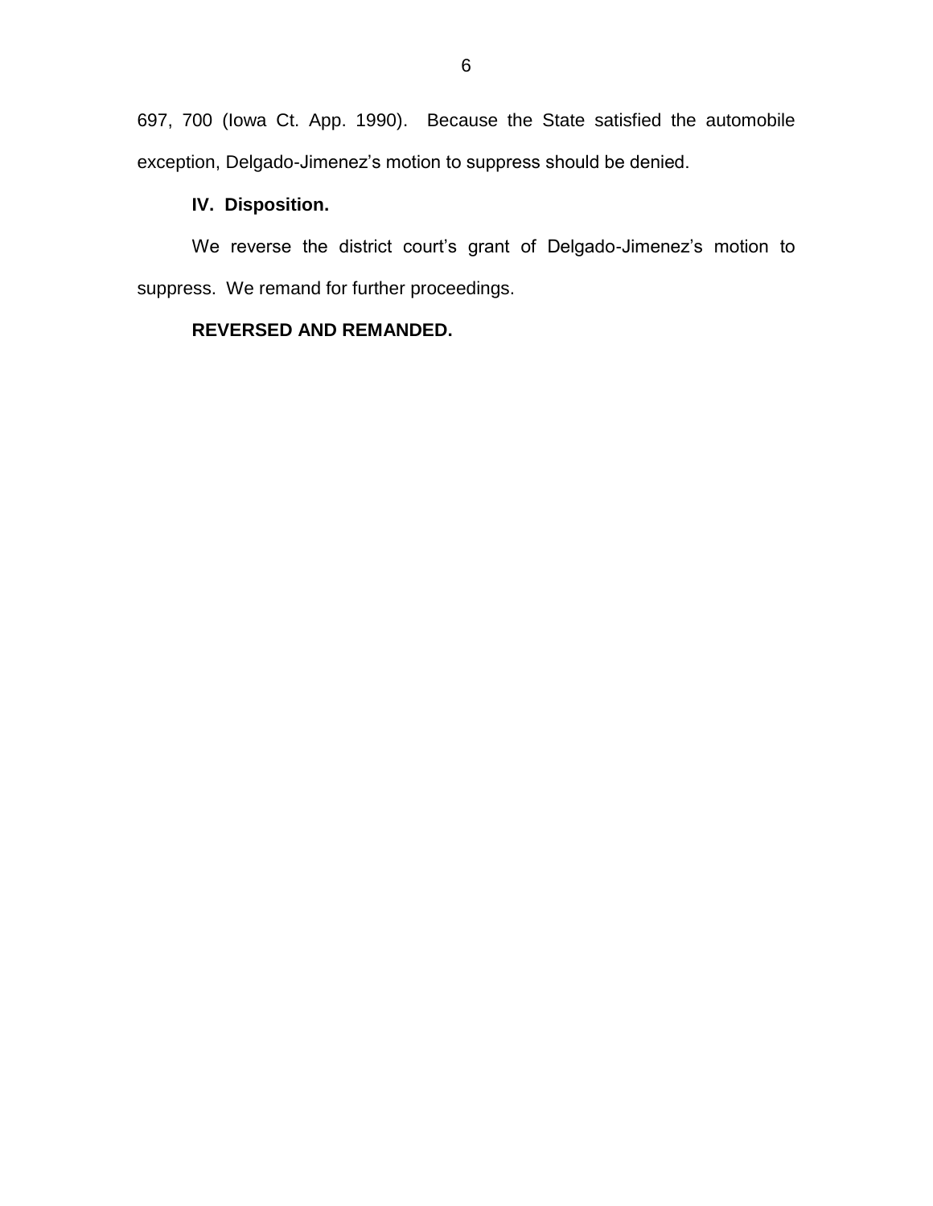697, 700 (Iowa Ct. App. 1990). Because the State satisfied the automobile exception, Delgado-Jimenez's motion to suppress should be denied.

**IV. Disposition.**

We reverse the district court's grant of Delgado-Jimenez's motion to suppress. We remand for further proceedings.

**REVERSED AND REMANDED.**